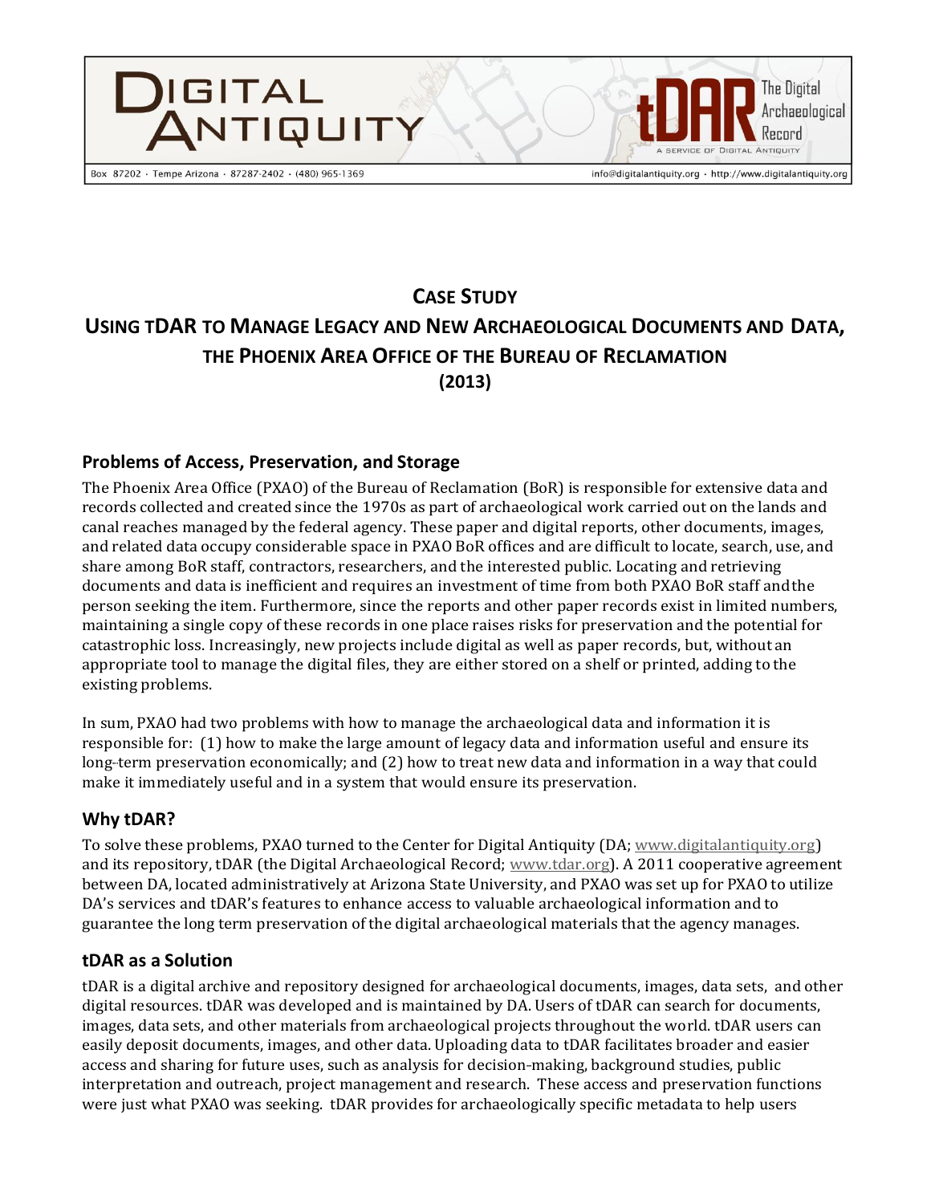# CASE STUDY
# USING tDAR TO MANAGE LEGACY AND NEW ARCHAEOLOGICAL DOCUMENTS AND DATA, THE PHOENIX AREA OFFICE OF THE BUREAU OF RECLAMATION (2013)

## Problems of Access, Preservation, and Storage

The Phoenix Area Office (PXAO) of the Bureau of Reclamation (BoR) is responsible for extensive data and records collected and created since the 1970s as part of archaeological work carried out on the lands and canal reaches managed by the federal agency. These paper and digital reports, other documents, images, and related data occupy considerable space in PXAO BoR offices and are difficult to locate, search, use, and share among BoR staff, contractors, researchers, and the interested public. Locating and retrieving documents and data is inefficient and requires an investment of time from both PXAO BoR staff and the person seeking the item. Furthermore, since the reports and other paper records exist in limited numbers, maintaining a single copy of these records in one place raises risks for preservation and the potential for catastrophic loss. Increasingly, new projects include digital as well as paper records, but, without an appropriate tool to manage the digital files, they are either stored on a shelf or printed, adding to the existing problems.

In sum, PXAO had two problems with how to manage the archaeological data and information it is responsible for: (1) how to make the large amount of legacy data and information useful and ensure its long-term preservation economically; and (2) how to treat new data and information in a way that could make it immediately useful and in a system that would ensure its preservation.

## Why tDAR?

To solve these problems, PXAO turned to the Center for Digital Antiquity (DA; www.digitalantiquity.org) and its repository, tDAR (the Digital Archaeological Record; www.tdar.org). A 2011 cooperative agreement between DA, located administratively at Arizona State University, and PXAO was set up for PXAO to utilize DA's services and tDAR's features to enhance access to valuable archaeological information and to guarantee the long term preservation of the digital archaeological materials that the agency manages.

## tDAR as a Solution

tDAR is a digital archive and repository designed for archaeological documents, images, data sets, and other digital resources. tDAR was developed and is maintained by DA. Users of tDAR can search for documents, images, data sets, and other materials from archaeological projects throughout the world. tDAR users can easily deposit documents, images, and other data. Uploading data to tDAR facilitates broader and easier access and sharing for future uses, such as analysis for decision-making, background studies, public interpretation and outreach, project management and research. These access and preservation functions were just what PXAO was seeking. tDAR provides for archaeologically specific metadata to help users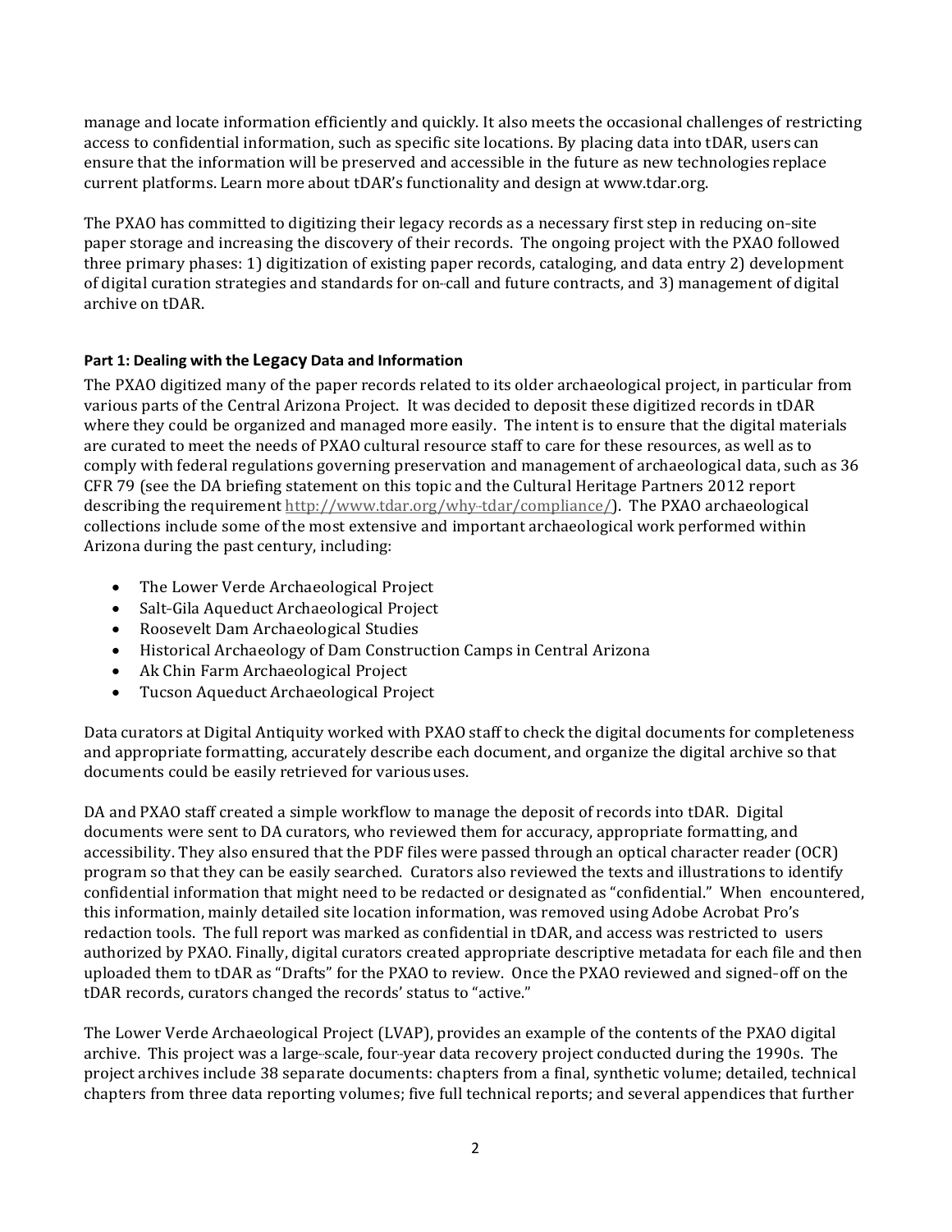manage and locate information efficiently and quickly. It also meets the occasional challenges of restricting access to confidential information, such as specific site locations. By placing data into tDAR, users can ensure that the information will be preserved and accessible in the future as new technologies replace current platforms. Learn more about tDAR's functionality and design at www.tdar.org.

The PXAO has committed to digitizing their legacy records as a necessary first step in reducing on-site paper storage and increasing the discovery of their records. The ongoing project with the PXAO followed three primary phases: 1) digitization of existing paper records, cataloging, and data entry 2) development of digital curation strategies and standards for on-call and future contracts, and 3) management of digital archive on tDAR.

### Part 1: Dealing with the Legacy Data and Information

The PXAO digitized many of the paper records related to its older archaeological project, in particular from various parts of the Central Arizona Project. It was decided to deposit these digitized records in tDAR where they could be organized and managed more easily. The intent is to ensure that the digital materials are curated to meet the needs of PXAO cultural resource staff to care for these resources, as well as to comply with federal regulations governing preservation and management of archaeological data, such as 36 CFR 79 (see the DA briefing statement on this topic and the Cultural Heritage Partners 2012 report describing the requirement http://www.tdar.org/why-tdar/compliance/). The PXAO archaeological collections include some of the most extensive and important archaeological work performed within Arizona during the past century, including:

- The Lower Verde Archaeological Project
- Salt-Gila Aqueduct Archaeological Project
- Roosevelt Dam Archaeological Studies
- Historical Archaeology of Dam Construction Camps in Central Arizona
- Ak Chin Farm Archaeological Project
- Tucson Aqueduct Archaeological Project

Data curators at Digital Antiquity worked with PXAO staff to check the digital documents for completeness and appropriate formatting, accurately describe each document, and organize the digital archive so that documents could be easily retrieved for various uses.

DA and PXAO staff created a simple workflow to manage the deposit of records into tDAR. Digital documents were sent to DA curators, who reviewed them for accuracy, appropriate formatting, and accessibility. They also ensured that the PDF files were passed through an optical character reader (OCR) program so that they can be easily searched. Curators also reviewed the texts and illustrations to identify confidential information that might need to be redacted or designated as "confidential." When encountered, this information, mainly detailed site location information, was removed using Adobe Acrobat Pro's redaction tools. The full report was marked as confidential in tDAR, and access was restricted to users authorized by PXAO. Finally, digital curators created appropriate descriptive metadata for each file and then uploaded them to tDAR as "Drafts" for the PXAO to review. Once the PXAO reviewed and signed-off on the tDAR records, curators changed the records' status to "active."

The Lower Verde Archaeological Project (LVAP), provides an example of the contents of the PXAO digital archive. This project was a large-scale, four-year data recovery project conducted during the 1990s. The project archives include 38 separate documents: chapters from a final, synthetic volume; detailed, technical chapters from three data reporting volumes; five full technical reports; and several appendices that further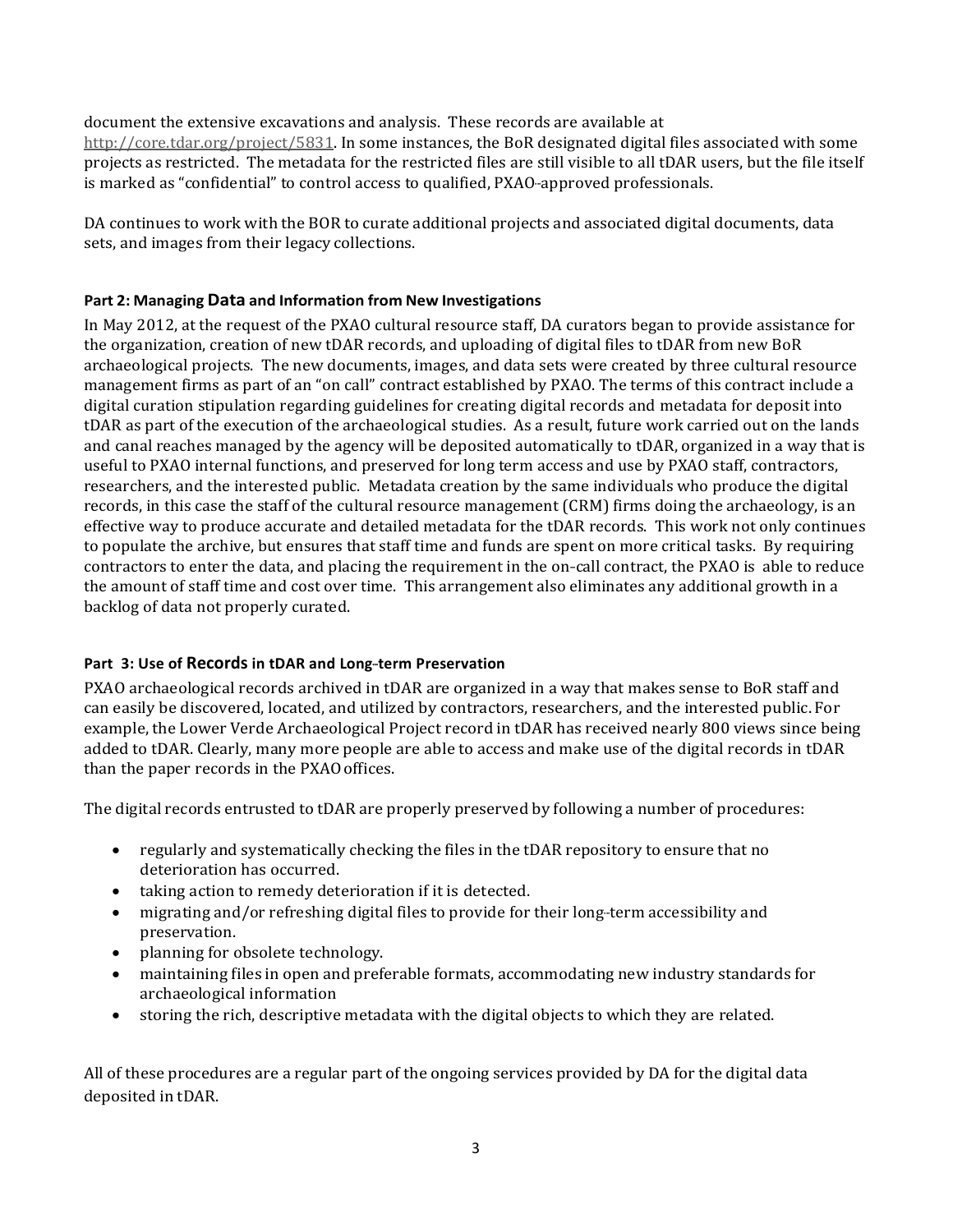document the extensive excavations and analysis. These records are available at http://core.tdar.org/project/5831. In some instances, the BoR designated digital files associated with some projects as restricted. The metadata for the restricted files are still visible to all tDAR users, but the file itself is marked as "confidential" to control access to qualified, PXAO-approved professionals.

DA continues to work with the BOR to curate additional projects and associated digital documents, data sets, and images from their legacy collections.

### Part 2: Managing Data and Information from New Investigations

In May 2012, at the request of the PXAO cultural resource staff, DA curators began to provide assistance for the organization, creation of new tDAR records, and uploading of digital files to tDAR from new BoR archaeological projects. The new documents, images, and data sets were created by three cultural resource management firms as part of an "on call" contract established by PXAO. The terms of this contract include a digital curation stipulation regarding guidelines for creating digital records and metadata for deposit into tDAR as part of the execution of the archaeological studies. As a result, future work carried out on the lands and canal reaches managed by the agency will be deposited automatically to tDAR, organized in a way that is useful to PXAO internal functions, and preserved for long term access and use by PXAO staff, contractors, researchers, and the interested public. Metadata creation by the same individuals who produce the digital records, in this case the staff of the cultural resource management (CRM) firms doing the archaeology, is an effective way to produce accurate and detailed metadata for the tDAR records. This work not only continues to populate the archive, but ensures that staff time and funds are spent on more critical tasks. By requiring contractors to enter the data, and placing the requirement in the on-call contract, the PXAO is able to reduce the amount of staff time and cost over time. This arrangement also eliminates any additional growth in a backlog of data not properly curated.

### Part 3: Use of Records in tDAR and Long-term Preservation

PXAO archaeological records archived in tDAR are organized in a way that makes sense to BoR staff and can easily be discovered, located, and utilized by contractors, researchers, and the interested public. For example, the Lower Verde Archaeological Project record in tDAR has received nearly 800 views since being added to tDAR. Clearly, many more people are able to access and make use of the digital records in tDAR than the paper records in the PXAO offices.

The digital records entrusted to tDAR are properly preserved by following a number of procedures:

- regularly and systematically checking the files in the tDAR repository to ensure that no deterioration has occurred.
- taking action to remedy deterioration if it is detected.
- migrating and/or refreshing digital files to provide for their long-term accessibility and preservation.
- planning for obsolete technology.
- maintaining files in open and preferable formats, accommodating new industry standards for archaeological information
- storing the rich, descriptive metadata with the digital objects to which they are related.

All of these procedures are a regular part of the ongoing services provided by DA for the digital data deposited in tDAR.